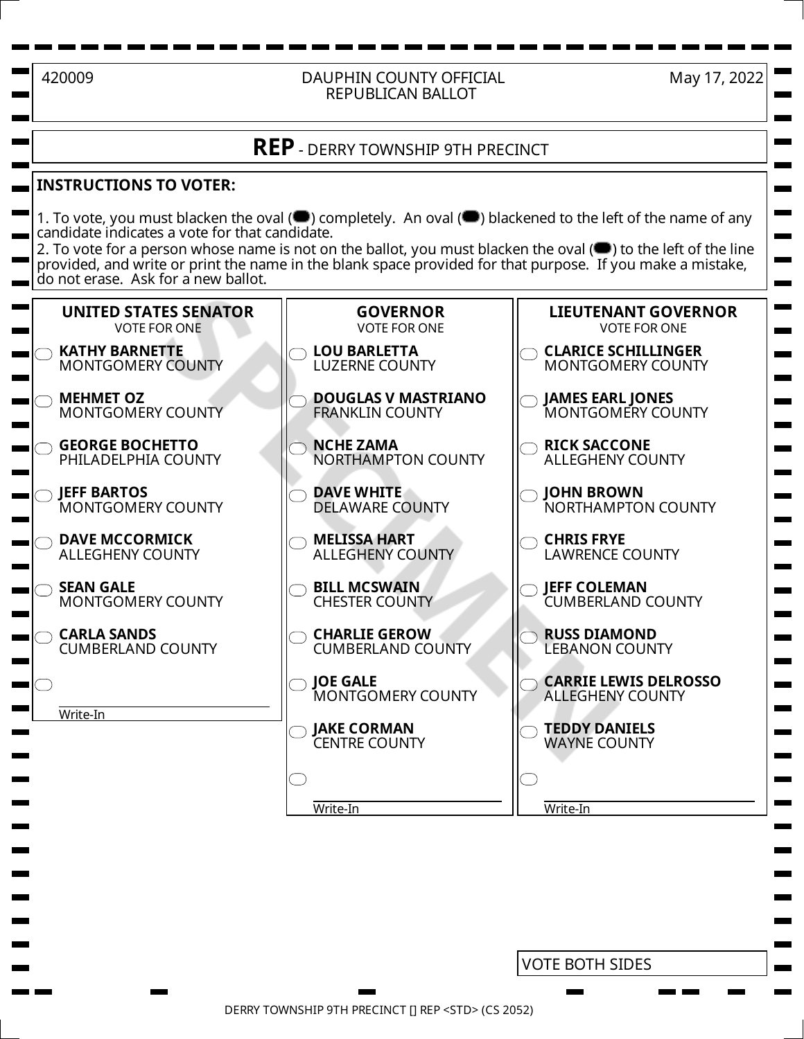420009

DAUPHIN COUNTY OFFICIAL
REPUBLICAN BALLOT

May 17, 2022

# REP - DERRY TOWNSHIP 9TH PRECINCT

**INSTRUCTIONS TO VOTER:**

1. To vote, you must blacken the oval (⬬) completely. An oval (⬬) blackened to the left of the name of any candidate indicates a vote for that candidate.
2. To vote for a person whose name is not on the ballot, you must blacken the oval (⬬) to the left of the line provided, and write or print the name in the blank space provided for that purpose. If you make a mistake, do not erase. Ask for a new ballot.

## UNITED STATES SENATOR
VOTE FOR ONE

- **KATHY BARNETTE** MONTGOMERY COUNTY
- **MEHMET OZ** MONTGOMERY COUNTY
- **GEORGE BOCHETTO** PHILADELPHIA COUNTY
- **JEFF BARTOS** MONTGOMERY COUNTY
- **DAVE MCCORMICK** ALLEGHENY COUNTY
- **SEAN GALE** MONTGOMERY COUNTY
- **CARLA SANDS** CUMBERLAND COUNTY
- Write-In

## GOVERNOR
VOTE FOR ONE

- **LOU BARLETTA** LUZERNE COUNTY
- **DOUGLAS V MASTRIANO** FRANKLIN COUNTY
- **NCHE ZAMA** NORTHAMPTON COUNTY
- **DAVE WHITE** DELAWARE COUNTY
- **MELISSA HART** ALLEGHENY COUNTY
- **BILL MCSWAIN** CHESTER COUNTY
- **CHARLIE GEROW** CUMBERLAND COUNTY
- **JOE GALE** MONTGOMERY COUNTY
- **JAKE CORMAN** CENTRE COUNTY
- Write-In

## LIEUTENANT GOVERNOR
VOTE FOR ONE

- **CLARICE SCHILLINGER** MONTGOMERY COUNTY
- **JAMES EARL JONES** MONTGOMERY COUNTY
- **RICK SACCONE** ALLEGHENY COUNTY
- **JOHN BROWN** NORTHAMPTON COUNTY
- **CHRIS FRYE** LAWRENCE COUNTY
- **JEFF COLEMAN** CUMBERLAND COUNTY
- **RUSS DIAMOND** LEBANON COUNTY
- **CARRIE LEWIS DELROSSO** ALLEGHENY COUNTY
- **TEDDY DANIELS** WAYNE COUNTY
- Write-In

VOTE BOTH SIDES

DERRY TOWNSHIP 9TH PRECINCT [] REP <STD> (CS 2052)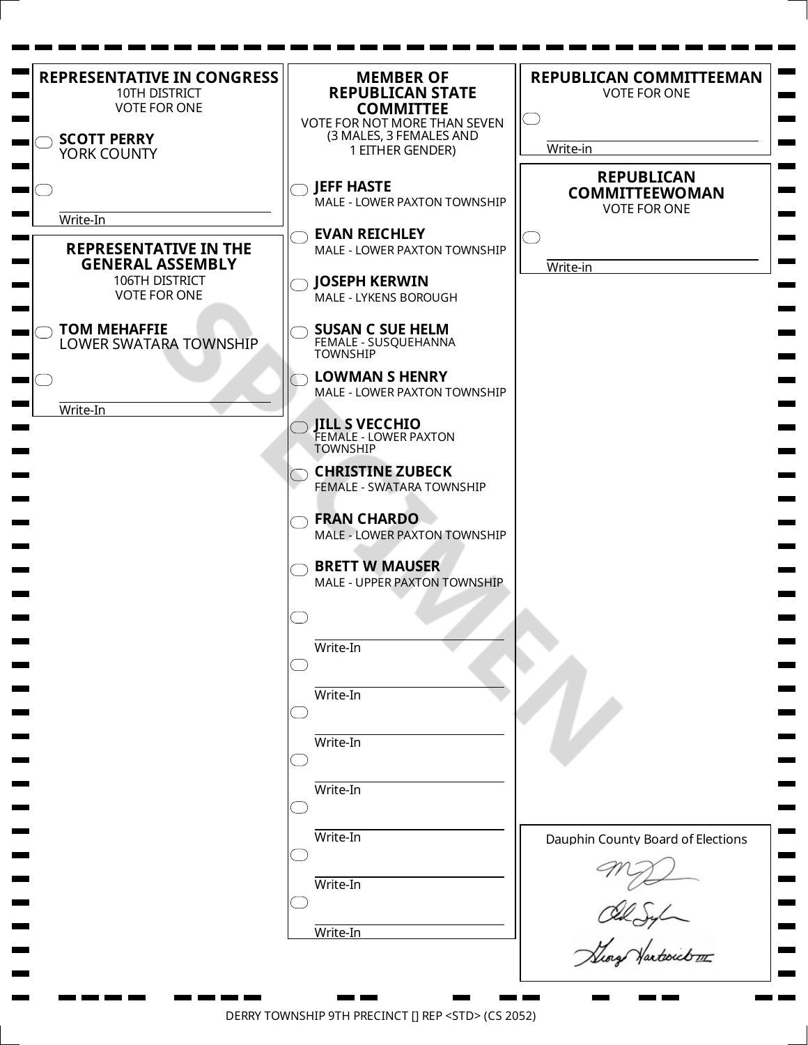## REPRESENTATIVE IN CONGRESS

10TH DISTRICT
VOTE FOR ONE

- **SCOTT PERRY**
  YORK COUNTY
- Write-In

## REPRESENTATIVE IN THE GENERAL ASSEMBLY

106TH DISTRICT
VOTE FOR ONE

- **TOM MEHAFFIE**
  LOWER SWATARA TOWNSHIP
- Write-In

## MEMBER OF REPUBLICAN STATE COMMITTEE

VOTE FOR NOT MORE THAN SEVEN
(3 MALES, 3 FEMALES AND
1 EITHER GENDER)

- **JEFF HASTE**
  MALE - LOWER PAXTON TOWNSHIP
- **EVAN REICHLEY**
  MALE - LOWER PAXTON TOWNSHIP
- **JOSEPH KERWIN**
  MALE - LYKENS BOROUGH
- **SUSAN C SUE HELM**
  FEMALE - SUSQUEHANNA TOWNSHIP
- **LOWMAN S HENRY**
  MALE - LOWER PAXTON TOWNSHIP
- **JILL S VECCHIO**
  FEMALE - LOWER PAXTON TOWNSHIP
- **CHRISTINE ZUBECK**
  FEMALE - SWATARA TOWNSHIP
- **FRAN CHARDO**
  MALE - LOWER PAXTON TOWNSHIP
- **BRETT W MAUSER**
  MALE - UPPER PAXTON TOWNSHIP
- Write-In
- Write-In
- Write-In
- Write-In
- Write-In
- Write-In
- Write-In

## REPUBLICAN COMMITTEEMAN

VOTE FOR ONE

- Write-in

## REPUBLICAN COMMITTEEWOMAN

VOTE FOR ONE

- Write-in

Dauphin County Board of Elections

DERRY TOWNSHIP 9TH PRECINCT [] REP <STD> (CS 2052)